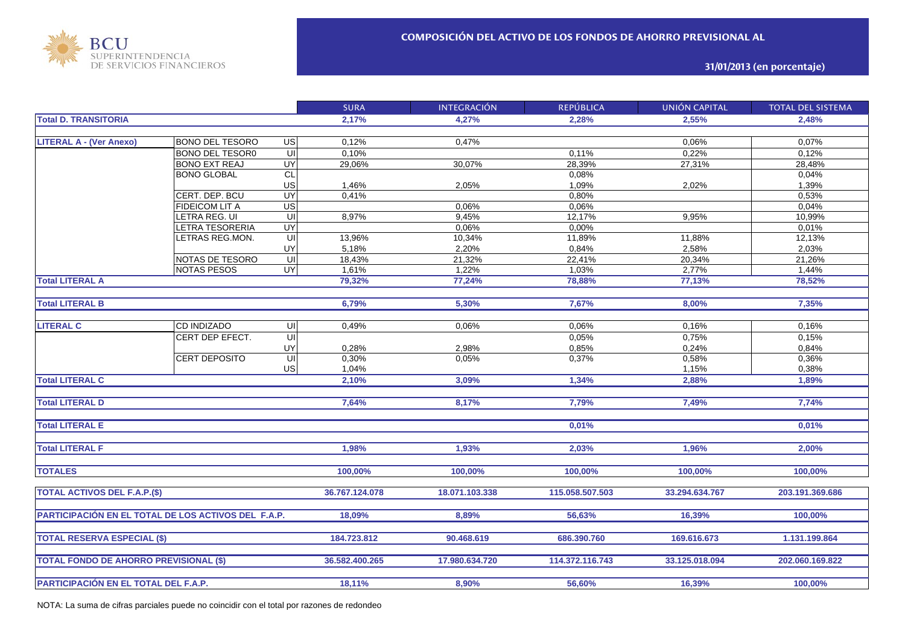BCU SUPERINTENDENCIA DE SERVICIOS FINANCIEROS

# COMPOSICIÓN DEL ACTIVO DE LOS FONDOS DE AHORRO PREVISIONAL AL

**31/01/2013 (en porcentaje)**

| | | | SURA | INTEGRACIÓN | REPÚBLICA | UNIÓN CAPITAL | TOTAL DEL SISTEMA |
|---|---|---|---|---|---|---|---|
| **Total D. TRANSITORIA** | | | **2,17%** | **4,27%** | **2,28%** | **2,55%** | **2,48%** |
| **LITERAL A - (Ver Anexo)** | BONO DEL TESORO | US | 0,12% | 0,47% | | 0,06% | 0,07% |
| | BONO DEL TESOR0 | UI | 0,10% | | 0,11% | 0,22% | 0,12% |
| | BONO EXT REAJ | UY | 29,06% | 30,07% | 28,39% | 27,31% | 28,48% |
| | BONO GLOBAL | CL | | | 0,08% | | 0,04% |
| | | US | 1,46% | 2,05% | 1,09% | 2,02% | 1,39% |
| | CERT. DEP. BCU | UY | 0,41% | | 0,80% | | 0,53% |
| | FIDEICOM LIT A | US | | 0,06% | 0,06% | | 0,04% |
| | LETRA REG. UI | UI | 8,97% | 9,45% | 12,17% | 9,95% | 10,99% |
| | LETRA TESORERIA | UY | | 0,06% | 0,00% | | 0,01% |
| | LETRAS REG.MON. | UI | 13,96% | 10,34% | 11,89% | 11,88% | 12,13% |
| | | UY | 5,18% | 2,20% | 0,84% | 2,58% | 2,03% |
| | NOTAS DE TESORO | UI | 18,43% | 21,32% | 22,41% | 20,34% | 21,26% |
| | NOTAS PESOS | UY | 1,61% | 1,22% | 1,03% | 2,77% | 1,44% |
| **Total LITERAL A** | | | **79,32%** | **77,24%** | **78,88%** | **77,13%** | **78,52%** |
| **Total LITERAL B** | | | **6,79%** | **5,30%** | **7,67%** | **8,00%** | **7,35%** |
| **LITERAL C** | CD INDIZADO | UI | 0,49% | 0,06% | 0,06% | 0,16% | 0,16% |
| | CERT DEP EFECT. | UI | | | 0,05% | 0,75% | 0,15% |
| | | UY | 0,28% | 2,98% | 0,85% | 0,24% | 0,84% |
| | CERT DEPOSITO | UI | 0,30% | 0,05% | 0,37% | 0,58% | 0,36% |
| | | US | 1,04% | | | 1,15% | 0,38% |
| **Total LITERAL C** | | | **2,10%** | **3,09%** | **1,34%** | **2,88%** | **1,89%** |
| **Total LITERAL D** | | | **7,64%** | **8,17%** | **7,79%** | **7,49%** | **7,74%** |
| **Total LITERAL E** | | | | | **0,01%** | | **0,01%** |
| **Total LITERAL F** | | | **1,98%** | **1,93%** | **2,03%** | **1,96%** | **2,00%** |
| **TOTALES** | | | **100,00%** | **100,00%** | **100,00%** | **100,00%** | **100,00%** |
| **TOTAL ACTIVOS DEL F.A.P.($)** | | | **36.767.124.078** | **18.071.103.338** | **115.058.507.503** | **33.294.634.767** | **203.191.369.686** |
| **PARTICIPACIÓN EN EL TOTAL DE LOS ACTIVOS DEL F.A.P.** | | | **18,09%** | **8,89%** | **56,63%** | **16,39%** | **100,00%** |
| **TOTAL RESERVA ESPECIAL ($)** | | | **184.723.812** | **90.468.619** | **686.390.760** | **169.616.673** | **1.131.199.864** |
| **TOTAL FONDO DE AHORRO PREVISIONAL ($)** | | | **36.582.400.265** | **17.980.634.720** | **114.372.116.743** | **33.125.018.094** | **202.060.169.822** |
| **PARTICIPACIÓN EN EL TOTAL DEL F.A.P.** | | | **18,11%** | **8,90%** | **56,60%** | **16,39%** | **100,00%** |

NOTA: La suma de cifras parciales puede no coincidir con el total por razones de redondeo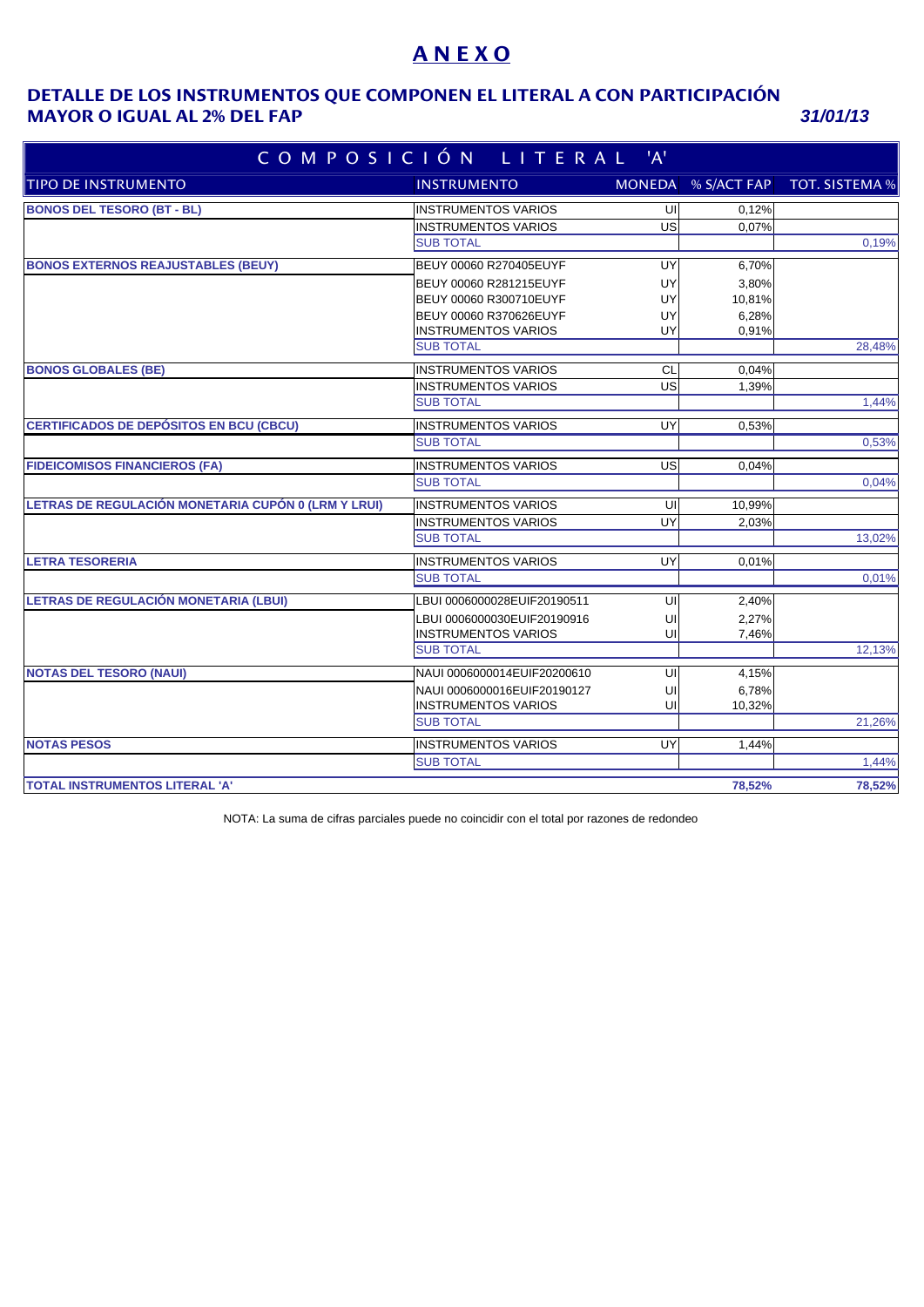# ANEXO

## DETALLE DE LOS INSTRUMENTOS QUE COMPONEN EL LITERAL A CON PARTICIPACIÓN MAYOR O IGUAL AL 2% DEL FAP

*31/01/13*

| COMPOSICIÓN LITERAL 'A' | | | | |
|---|---|---|---|---|
| **TIPO DE INSTRUMENTO** | **INSTRUMENTO** | **MONEDA** | **% S/ACT FAP** | **TOT. SISTEMA %** |
| **BONOS DEL TESORO (BT - BL)** | INSTRUMENTOS VARIOS | UI | 0,12% | |
| | INSTRUMENTOS VARIOS | US | 0,07% | |
| | SUB TOTAL | | | 0,19% |
| **BONOS EXTERNOS REAJUSTABLES (BEUY)** | BEUY 00060 R270405EUYF | UY | 6,70% | |
| | BEUY 00060 R281215EUYF | UY | 3,80% | |
| | BEUY 00060 R300710EUYF | UY | 10,81% | |
| | BEUY 00060 R370626EUYF | UY | 6,28% | |
| | INSTRUMENTOS VARIOS | UY | 0,91% | |
| | SUB TOTAL | | | 28,48% |
| **BONOS GLOBALES (BE)** | INSTRUMENTOS VARIOS | CL | 0,04% | |
| | INSTRUMENTOS VARIOS | US | 1,39% | |
| | SUB TOTAL | | | 1,44% |
| **CERTIFICADOS DE DEPÓSITOS EN BCU (CBCU)** | INSTRUMENTOS VARIOS | UY | 0,53% | |
| | SUB TOTAL | | | 0,53% |
| **FIDEICOMISOS FINANCIEROS (FA)** | INSTRUMENTOS VARIOS | US | 0,04% | |
| | SUB TOTAL | | | 0,04% |
| **LETRAS DE REGULACIÓN MONETARIA CUPÓN 0 (LRM Y LRUI)** | INSTRUMENTOS VARIOS | UI | 10,99% | |
| | INSTRUMENTOS VARIOS | UY | 2,03% | |
| | SUB TOTAL | | | 13,02% |
| **LETRA TESORERIA** | INSTRUMENTOS VARIOS | UY | 0,01% | |
| | SUB TOTAL | | | 0,01% |
| **LETRAS DE REGULACIÓN MONETARIA (LBUI)** | LBUI 0006000028EUIF20190511 | UI | 2,40% | |
| | LBUI 0006000030EUIF20190916 | UI | 2,27% | |
| | INSTRUMENTOS VARIOS | UI | 7,46% | |
| | SUB TOTAL | | | 12,13% |
| **NOTAS DEL TESORO (NAUI)** | NAUI 0006000014EUIF20200610 | UI | 4,15% | |
| | NAUI 0006000016EUIF20190127 | UI | 6,78% | |
| | INSTRUMENTOS VARIOS | UI | 10,32% | |
| | SUB TOTAL | | | 21,26% |
| **NOTAS PESOS** | INSTRUMENTOS VARIOS | UY | 1,44% | |
| | SUB TOTAL | | | 1,44% |
| **TOTAL INSTRUMENTOS LITERAL 'A'** | | | **78,52%** | **78,52%** |

NOTA: La suma de cifras parciales puede no coincidir con el total por razones de redondeo